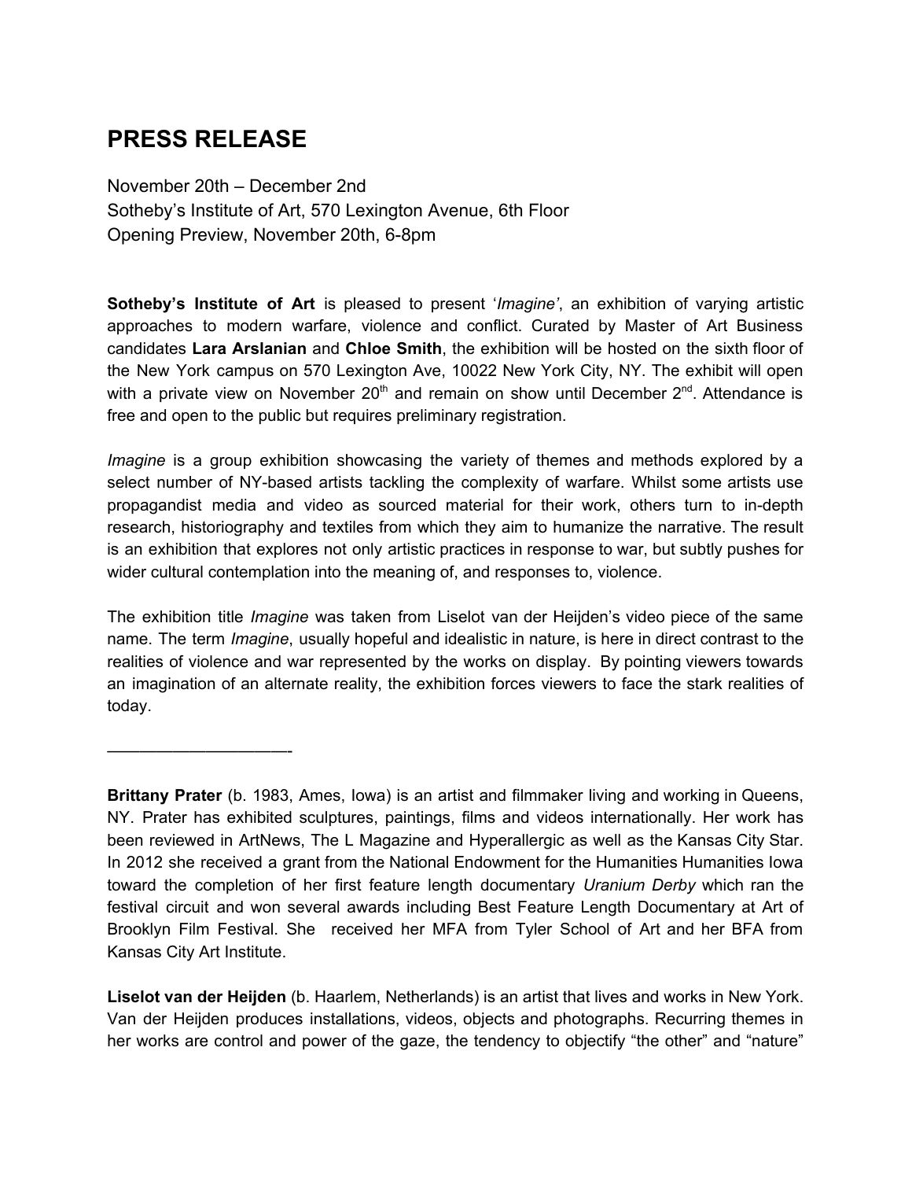# PRESS RELEASE

November 20th – December 2nd
Sotheby's Institute of Art, 570 Lexington Avenue, 6th Floor
Opening Preview, November 20th, 6-8pm

**Sotheby's Institute of Art** is pleased to present '*Imagine'*, an exhibition of varying artistic approaches to modern warfare, violence and conflict. Curated by Master of Art Business candidates **Lara Arslanian** and **Chloe Smith**, the exhibition will be hosted on the sixth floor of the New York campus on 570 Lexington Ave, 10022 New York City, NY. The exhibit will open with a private view on November 20th and remain on show until December 2nd. Attendance is free and open to the public but requires preliminary registration.

*Imagine* is a group exhibition showcasing the variety of themes and methods explored by a select number of NY-based artists tackling the complexity of warfare. Whilst some artists use propagandist media and video as sourced material for their work, others turn to in-depth research, historiography and textiles from which they aim to humanize the narrative. The result is an exhibition that explores not only artistic practices in response to war, but subtly pushes for wider cultural contemplation into the meaning of, and responses to, violence.

The exhibition title *Imagine* was taken from Liselot van der Heijden's video piece of the same name. The term *Imagine*, usually hopeful and idealistic in nature, is here in direct contrast to the realities of violence and war represented by the works on display. By pointing viewers towards an imagination of an alternate reality, the exhibition forces viewers to face the stark realities of today.

——————————-

**Brittany Prater** (b. 1983, Ames, Iowa) is an artist and filmmaker living and working in Queens, NY. Prater has exhibited sculptures, paintings, films and videos internationally. Her work has been reviewed in ArtNews, The L Magazine and Hyperallergic as well as the Kansas City Star. In 2012 she received a grant from the National Endowment for the Humanities Humanities Iowa toward the completion of her first feature length documentary *Uranium Derby* which ran the festival circuit and won several awards including Best Feature Length Documentary at Art of Brooklyn Film Festival. She received her MFA from Tyler School of Art and her BFA from Kansas City Art Institute.

**Liselot van der Heijden** (b. Haarlem, Netherlands) is an artist that lives and works in New York. Van der Heijden produces installations, videos, objects and photographs. Recurring themes in her works are control and power of the gaze, the tendency to objectify "the other" and "nature"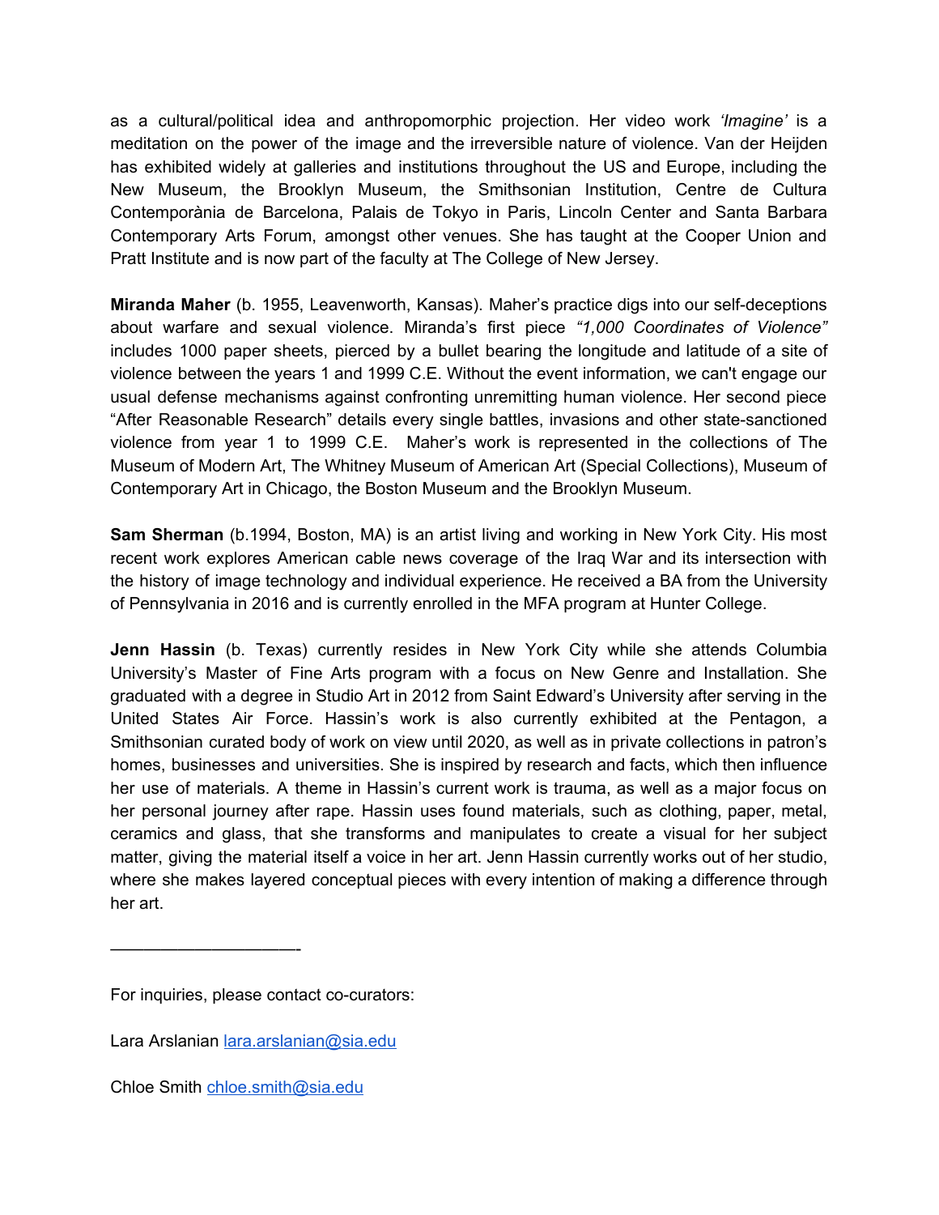as a cultural/political idea and anthropomorphic projection. Her video work *'Imagine'* is a meditation on the power of the image and the irreversible nature of violence. Van der Heijden has exhibited widely at galleries and institutions throughout the US and Europe, including the New Museum, the Brooklyn Museum, the Smithsonian Institution, Centre de Cultura Contemporània de Barcelona, Palais de Tokyo in Paris, Lincoln Center and Santa Barbara Contemporary Arts Forum, amongst other venues. She has taught at the Cooper Union and Pratt Institute and is now part of the faculty at The College of New Jersey.

**Miranda Maher** (b. 1955, Leavenworth, Kansas). Maher's practice digs into our self-deceptions about warfare and sexual violence. Miranda's first piece *"1,000 Coordinates of Violence"* includes 1000 paper sheets, pierced by a bullet bearing the longitude and latitude of a site of violence between the years 1 and 1999 C.E. Without the event information, we can't engage our usual defense mechanisms against confronting unremitting human violence. Her second piece "After Reasonable Research" details every single battles, invasions and other state-sanctioned violence from year 1 to 1999 C.E. Maher's work is represented in the collections of The Museum of Modern Art, The Whitney Museum of American Art (Special Collections), Museum of Contemporary Art in Chicago, the Boston Museum and the Brooklyn Museum.

**Sam Sherman** (b.1994, Boston, MA) is an artist living and working in New York City. His most recent work explores American cable news coverage of the Iraq War and its intersection with the history of image technology and individual experience. He received a BA from the University of Pennsylvania in 2016 and is currently enrolled in the MFA program at Hunter College.

**Jenn Hassin** (b. Texas) currently resides in New York City while she attends Columbia University's Master of Fine Arts program with a focus on New Genre and Installation. She graduated with a degree in Studio Art in 2012 from Saint Edward's University after serving in the United States Air Force. Hassin's work is also currently exhibited at the Pentagon, a Smithsonian curated body of work on view until 2020, as well as in private collections in patron's homes, businesses and universities. She is inspired by research and facts, which then influence her use of materials. A theme in Hassin's current work is trauma, as well as a major focus on her personal journey after rape. Hassin uses found materials, such as clothing, paper, metal, ceramics and glass, that she transforms and manipulates to create a visual for her subject matter, giving the material itself a voice in her art. Jenn Hassin currently works out of her studio, where she makes layered conceptual pieces with every intention of making a difference through her art.

———————————-

For inquiries, please contact co-curators:

Lara Arslanian lara.arslanian@sia.edu

Chloe Smith chloe.smith@sia.edu